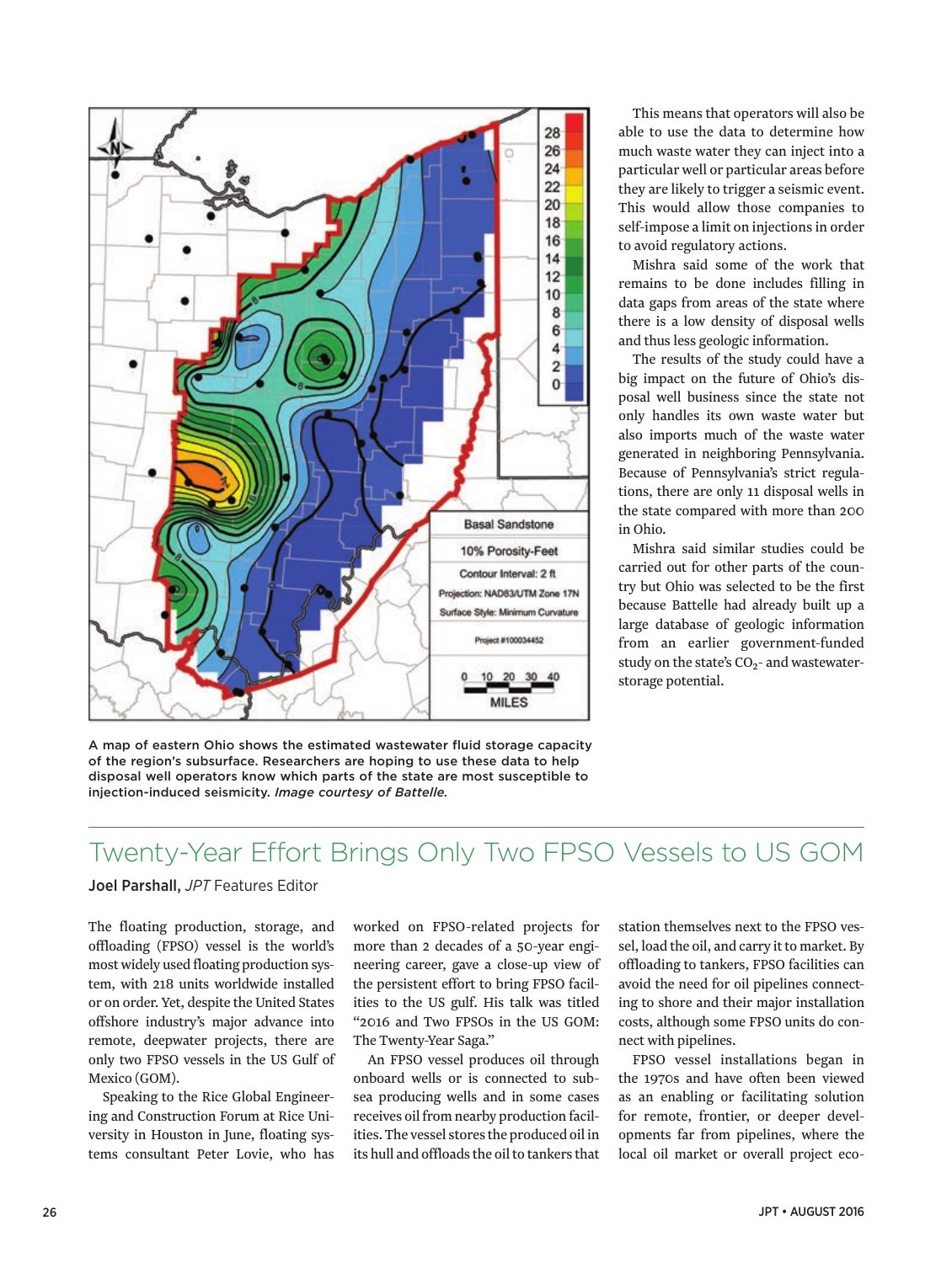A map of eastern Ohio shows the estimated wastewater fluid storage capacity of the region's subsurface. Researchers are hoping to use these data to help disposal well operators know which parts of the state are most susceptible to injection-induced seismicity. *Image courtesy of Battelle.*

This means that operators will also be able to use the data to determine how much waste water they can inject into a particular well or particular areas before they are likely to trigger a seismic event. This would allow those companies to self-impose a limit on injections in order to avoid regulatory actions.

Mishra said some of the work that remains to be done includes filling in data gaps from areas of the state where there is a low density of disposal wells and thus less geologic information.

The results of the study could have a big impact on the future of Ohio's disposal well business since the state not only handles its own waste water but also imports much of the waste water generated in neighboring Pennsylvania. Because of Pennsylvania's strict regulations, there are only 11 disposal wells in the state compared with more than 200 in Ohio.

Mishra said similar studies could be carried out for other parts of the country but Ohio was selected to be the first because Battelle had already built up a large database of geologic information from an earlier government-funded study on the state's $CO_2$- and wastewater-storage potential.

# Twenty-Year Effort Brings Only Two FPSO Vessels to US GOM

**Joel Parshall,** *JPT* Features Editor

The floating production, storage, and offloading (FPSO) vessel is the world's most widely used floating production system, with 218 units worldwide installed or on order. Yet, despite the United States offshore industry's major advance into remote, deepwater projects, there are only two FPSO vessels in the US Gulf of Mexico (GOM).

Speaking to the Rice Global Engineering and Construction Forum at Rice University in Houston in June, floating systems consultant Peter Lovie, who has worked on FPSO-related projects for more than 2 decades of a 50-year engineering career, gave a close-up view of the persistent effort to bring FPSO facilities to the US gulf. His talk was titled "2016 and Two FPSOs in the US GOM: The Twenty-Year Saga."

An FPSO vessel produces oil through onboard wells or is connected to subsea producing wells and in some cases receives oil from nearby production facilities. The vessel stores the produced oil in its hull and offloads the oil to tankers that station themselves next to the FPSO vessel, load the oil, and carry it to market. By offloading to tankers, FPSO facilities can avoid the need for oil pipelines connecting to shore and their major installation costs, although some FPSO units do connect with pipelines.

FPSO vessel installations began in the 1970s and have often been viewed as an enabling or facilitating solution for remote, frontier, or deeper developments far from pipelines, where the local oil market or overall project eco-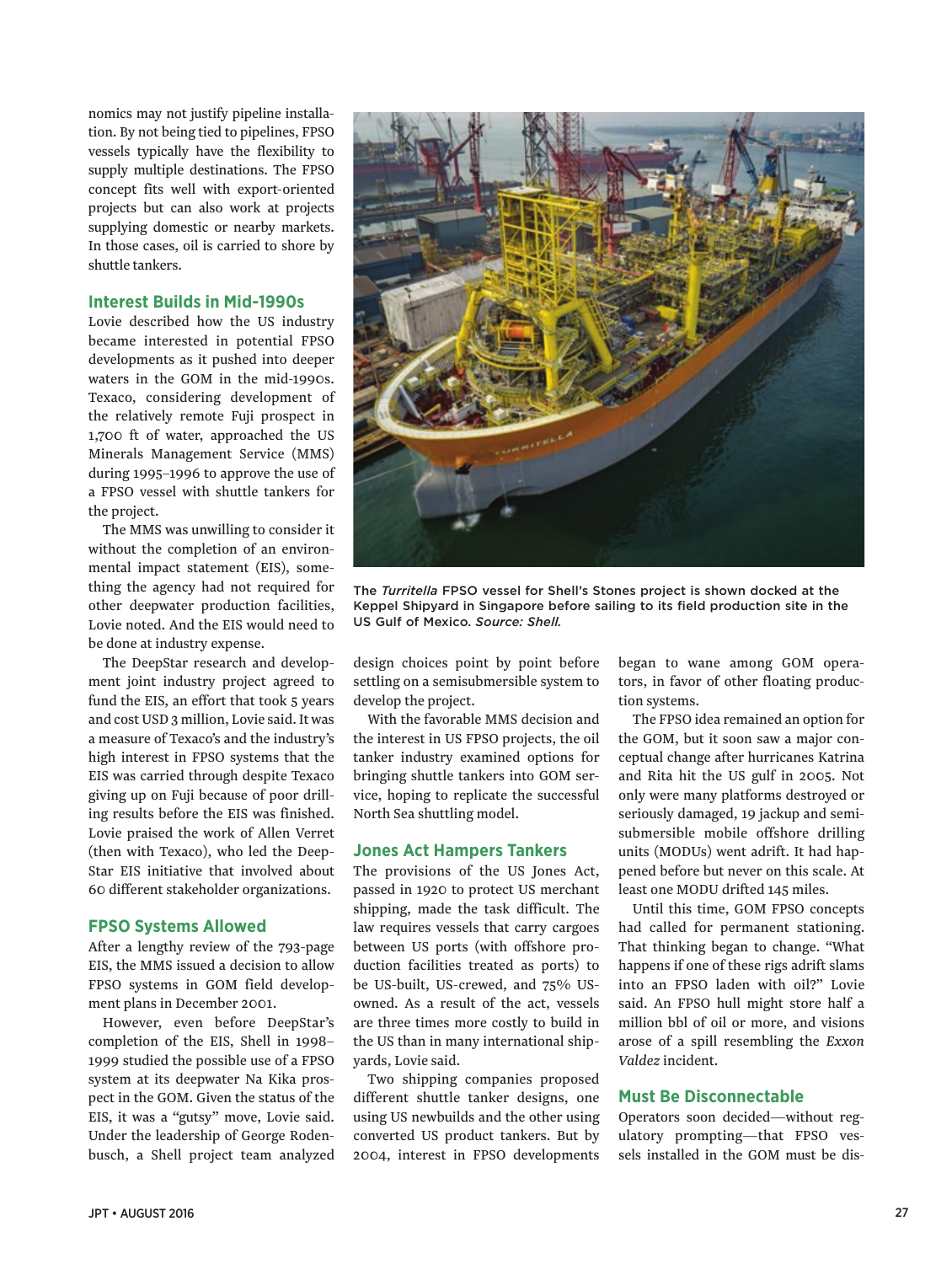nomics may not justify pipeline installation. By not being tied to pipelines, FPSO vessels typically have the flexibility to supply multiple destinations. The FPSO concept fits well with export-oriented projects but can also work at projects supplying domestic or nearby markets. In those cases, oil is carried to shore by shuttle tankers.

## Interest Builds in Mid-1990s

Lovie described how the US industry became interested in potential FPSO developments as it pushed into deeper waters in the GOM in the mid-1990s. Texaco, considering development of the relatively remote Fuji prospect in 1,700 ft of water, approached the US Minerals Management Service (MMS) during 1995–1996 to approve the use of a FPSO vessel with shuttle tankers for the project.

The MMS was unwilling to consider it without the completion of an environmental impact statement (EIS), something the agency had not required for other deepwater production facilities, Lovie noted. And the EIS would need to be done at industry expense.

The DeepStar research and development joint industry project agreed to fund the EIS, an effort that took 5 years and cost USD 3 million, Lovie said. It was a measure of Texaco's and the industry's high interest in FPSO systems that the EIS was carried through despite Texaco giving up on Fuji because of poor drilling results before the EIS was finished. Lovie praised the work of Allen Verret (then with Texaco), who led the DeepStar EIS initiative that involved about 60 different stakeholder organizations.

The *Turritella* FPSO vessel for Shell's Stones project is shown docked at the Keppel Shipyard in Singapore before sailing to its field production site in the US Gulf of Mexico. *Source: Shell.*

## FPSO Systems Allowed

After a lengthy review of the 793-page EIS, the MMS issued a decision to allow FPSO systems in GOM field development plans in December 2001.

However, even before DeepStar's completion of the EIS, Shell in 1998–1999 studied the possible use of a FPSO system at its deepwater Na Kika prospect in the GOM. Given the status of the EIS, it was a "gutsy" move, Lovie said. Under the leadership of George Rodenbusch, a Shell project team analyzed design choices point by point before settling on a semisubmersible system to develop the project.

With the favorable MMS decision and the interest in US FPSO projects, the oil tanker industry examined options for bringing shuttle tankers into GOM service, hoping to replicate the successful North Sea shuttling model.

## Jones Act Hampers Tankers

The provisions of the US Jones Act, passed in 1920 to protect US merchant shipping, made the task difficult. The law requires vessels that carry cargoes between US ports (with offshore production facilities treated as ports) to be US-built, US-crewed, and 75% US-owned. As a result of the act, vessels are three times more costly to build in the US than in many international shipyards, Lovie said.

Two shipping companies proposed different shuttle tanker designs, one using US newbuilds and the other using converted US product tankers. But by 2004, interest in FPSO developments began to wane among GOM operators, in favor of other floating production systems.

The FPSO idea remained an option for the GOM, but it soon saw a major conceptual change after hurricanes Katrina and Rita hit the US gulf in 2005. Not only were many platforms destroyed or seriously damaged, 19 jackup and semisubmersible mobile offshore drilling units (MODUs) went adrift. It had happened before but never on this scale. At least one MODU drifted 145 miles.

Until this time, GOM FPSO concepts had called for permanent stationing. That thinking began to change. "What happens if one of these rigs adrift slams into an FPSO laden with oil?" Lovie said. An FPSO hull might store half a million bbl of oil or more, and visions arose of a spill resembling the *Exxon Valdez* incident.

## Must Be Disconnectable

Operators soon decided—without regulatory prompting—that FPSO vessels installed in the GOM must be dis-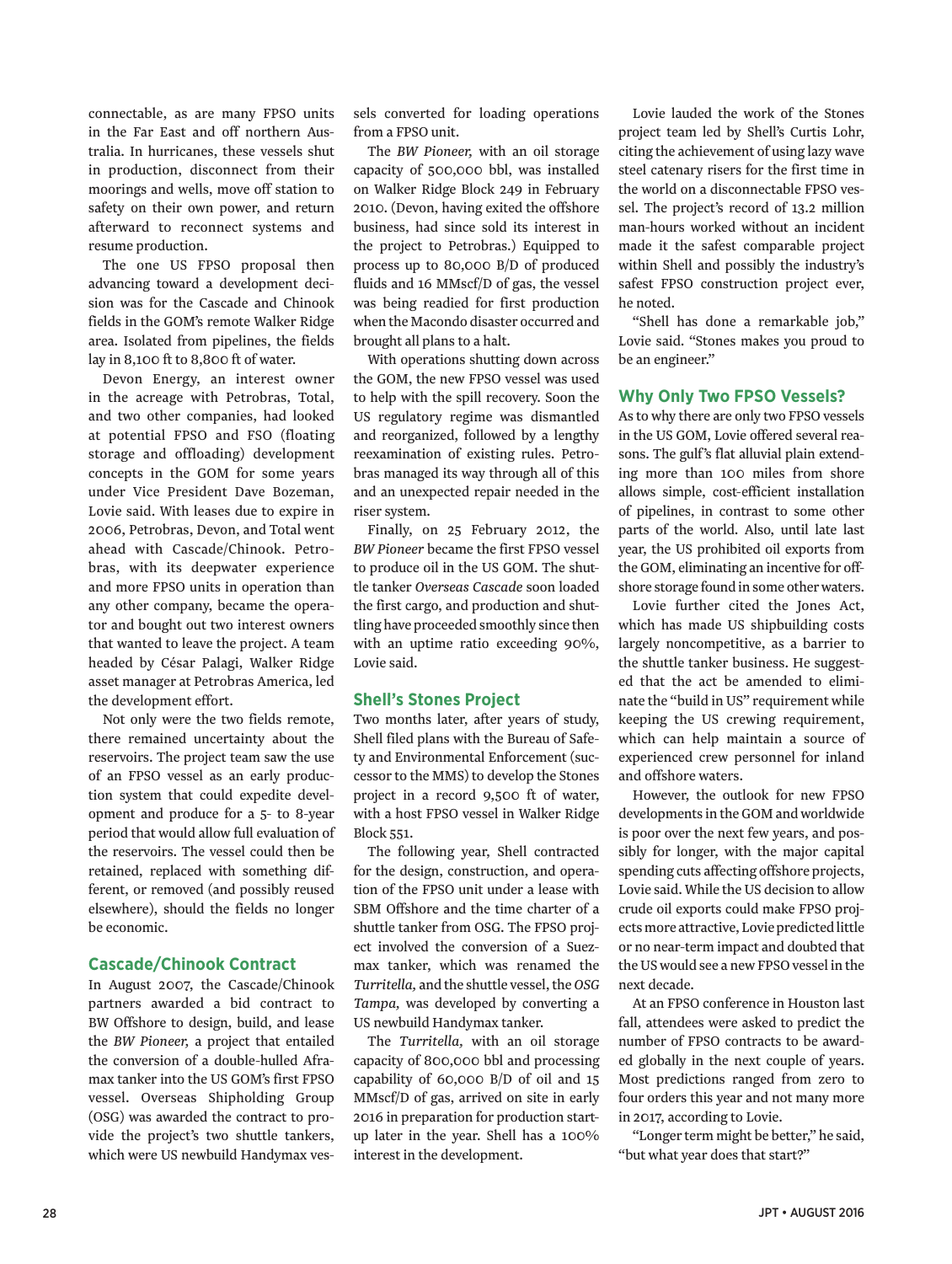connectable, as are many FPSO units in the Far East and off northern Australia. In hurricanes, these vessels shut in production, disconnect from their moorings and wells, move off station to safety on their own power, and return afterward to reconnect systems and resume production.

The one US FPSO proposal then advancing toward a development decision was for the Cascade and Chinook fields in the GOM's remote Walker Ridge area. Isolated from pipelines, the fields lay in 8,100 ft to 8,800 ft of water.

Devon Energy, an interest owner in the acreage with Petrobras, Total, and two other companies, had looked at potential FPSO and FSO (floating storage and offloading) development concepts in the GOM for some years under Vice President Dave Bozeman, Lovie said. With leases due to expire in 2006, Petrobras, Devon, and Total went ahead with Cascade/Chinook. Petrobras, with its deepwater experience and more FPSO units in operation than any other company, became the operator and bought out two interest owners that wanted to leave the project. A team headed by César Palagi, Walker Ridge asset manager at Petrobras America, led the development effort.

Not only were the two fields remote, there remained uncertainty about the reservoirs. The project team saw the use of an FPSO vessel as an early production system that could expedite development and produce for a 5- to 8-year period that would allow full evaluation of the reservoirs. The vessel could then be retained, replaced with something different, or removed (and possibly reused elsewhere), should the fields no longer be economic.

## Cascade/Chinook Contract

In August 2007, the Cascade/Chinook partners awarded a bid contract to BW Offshore to design, build, and lease the *BW Pioneer*, a project that entailed the conversion of a double-hulled Aframax tanker into the US GOM's first FPSO vessel. Overseas Shipholding Group (OSG) was awarded the contract to provide the project's two shuttle tankers, which were US newbuild Handymax vessels converted for loading operations from a FPSO unit.

The *BW Pioneer*, with an oil storage capacity of 500,000 bbl, was installed on Walker Ridge Block 249 in February 2010. (Devon, having exited the offshore business, had since sold its interest in the project to Petrobras.) Equipped to process up to 80,000 B/D of produced fluids and 16 MMscf/D of gas, the vessel was being readied for first production when the Macondo disaster occurred and brought all plans to a halt.

With operations shutting down across the GOM, the new FPSO vessel was used to help with the spill recovery. Soon the US regulatory regime was dismantled and reorganized, followed by a lengthy reexamination of existing rules. Petrobras managed its way through all of this and an unexpected repair needed in the riser system.

Finally, on 25 February 2012, the *BW Pioneer* became the first FPSO vessel to produce oil in the US GOM. The shuttle tanker *Overseas Cascade* soon loaded the first cargo, and production and shuttling have proceeded smoothly since then with an uptime ratio exceeding 90%, Lovie said.

## Shell's Stones Project

Two months later, after years of study, Shell filed plans with the Bureau of Safety and Environmental Enforcement (successor to the MMS) to develop the Stones project in a record 9,500 ft of water, with a host FPSO vessel in Walker Ridge Block 551.

The following year, Shell contracted for the design, construction, and operation of the FPSO unit under a lease with SBM Offshore and the time charter of a shuttle tanker from OSG. The FPSO project involved the conversion of a Suezmax tanker, which was renamed the *Turritella*, and the shuttle vessel, the *OSG Tampa*, was developed by converting a US newbuild Handymax tanker.

The *Turritella*, with an oil storage capacity of 800,000 bbl and processing capability of 60,000 B/D of oil and 15 MMscf/D of gas, arrived on site in early 2016 in preparation for production startup later in the year. Shell has a 100% interest in the development.

Lovie lauded the work of the Stones project team led by Shell's Curtis Lohr, citing the achievement of using lazy wave steel catenary risers for the first time in the world on a disconnectable FPSO vessel. The project's record of 13.2 million man-hours worked without an incident made it the safest comparable project within Shell and possibly the industry's safest FPSO construction project ever, he noted.

"Shell has done a remarkable job," Lovie said. "Stones makes you proud to be an engineer."

## Why Only Two FPSO Vessels?

As to why there are only two FPSO vessels in the US GOM, Lovie offered several reasons. The gulf's flat alluvial plain extending more than 100 miles from shore allows simple, cost-efficient installation of pipelines, in contrast to some other parts of the world. Also, until late last year, the US prohibited oil exports from the GOM, eliminating an incentive for offshore storage found in some other waters.

Lovie further cited the Jones Act, which has made US shipbuilding costs largely noncompetitive, as a barrier to the shuttle tanker business. He suggested that the act be amended to eliminate the "build in US" requirement while keeping the US crewing requirement, which can help maintain a source of experienced crew personnel for inland and offshore waters.

However, the outlook for new FPSO developments in the GOM and worldwide is poor over the next few years, and possibly for longer, with the major capital spending cuts affecting offshore projects, Lovie said. While the US decision to allow crude oil exports could make FPSO projects more attractive, Lovie predicted little or no near-term impact and doubted that the US would see a new FPSO vessel in the next decade.

At an FPSO conference in Houston last fall, attendees were asked to predict the number of FPSO contracts to be awarded globally in the next couple of years. Most predictions ranged from zero to four orders this year and not many more in 2017, according to Lovie.

"Longer term might be better," he said, "but what year does that start?"